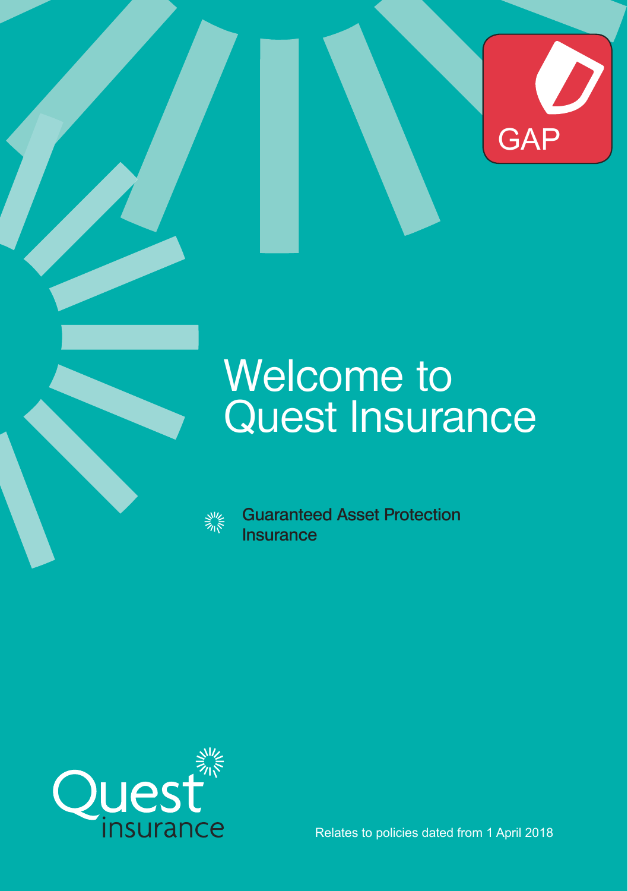GAP

# Welcome to Quest Insurance

Guaranteed Asset Protection Insurance

Quest insurance

Relates to policies dated from 1 April 2018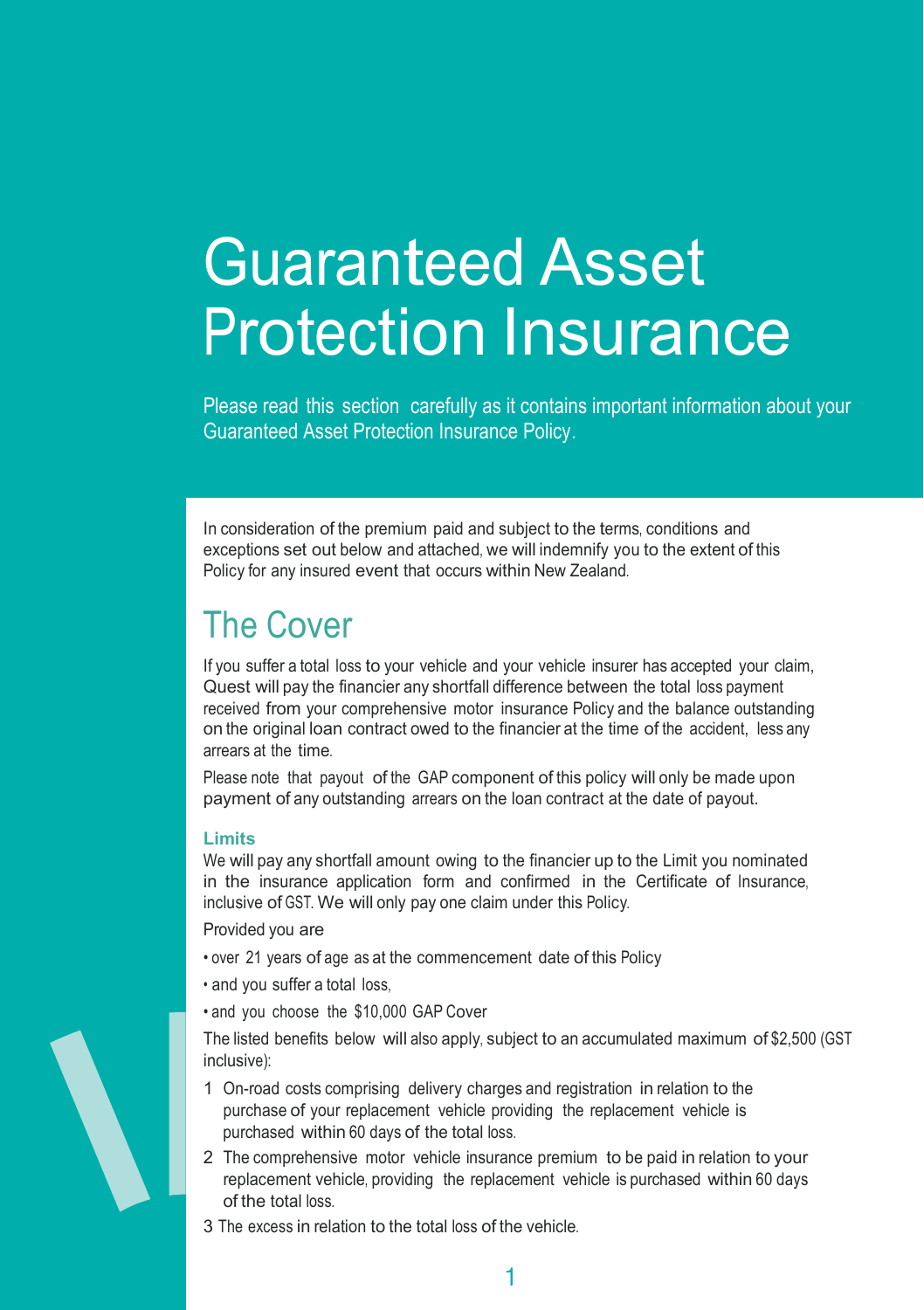# Guaranteed Asset Protection Insurance

Please read this section carefully as it contains important information about your Guaranteed Asset Protection Insurance Policy.

In consideration of the premium paid and subject to the terms, conditions and exceptions set out below and attached, we will indemnify you to the extent of this Policy for any insured event that occurs within New Zealand.

## The Cover

If you suffer a total loss to your vehicle and your vehicle insurer has accepted your claim, Quest will pay the financier any shortfall difference between the total loss payment received from your comprehensive motor insurance Policy and the balance outstanding on the original loan contract owed to the financier at the time of the accident, less any arrears at the time.

Please note that payout of the GAP component of this policy will only be made upon payment of any outstanding arrears on the loan contract at the date of payout.

### Limits

We will pay any shortfall amount owing to the financier up to the Limit you nominated in the insurance application form and confirmed in the Certificate of Insurance, inclusive of GST. We will only pay one claim under this Policy.

Provided you are

- over 21 years of age as at the commencement date of this Policy
- and you suffer a total loss,
- and you choose the $10,000 GAP Cover

The listed benefits below will also apply, subject to an accumulated maximum of $2,500 (GST inclusive):

1. On-road costs comprising delivery charges and registration in relation to the purchase of your replacement vehicle providing the replacement vehicle is purchased within 60 days of the total loss.
2. The comprehensive motor vehicle insurance premium to be paid in relation to your replacement vehicle, providing the replacement vehicle is purchased within 60 days of the total loss.
3. The excess in relation to the total loss of the vehicle.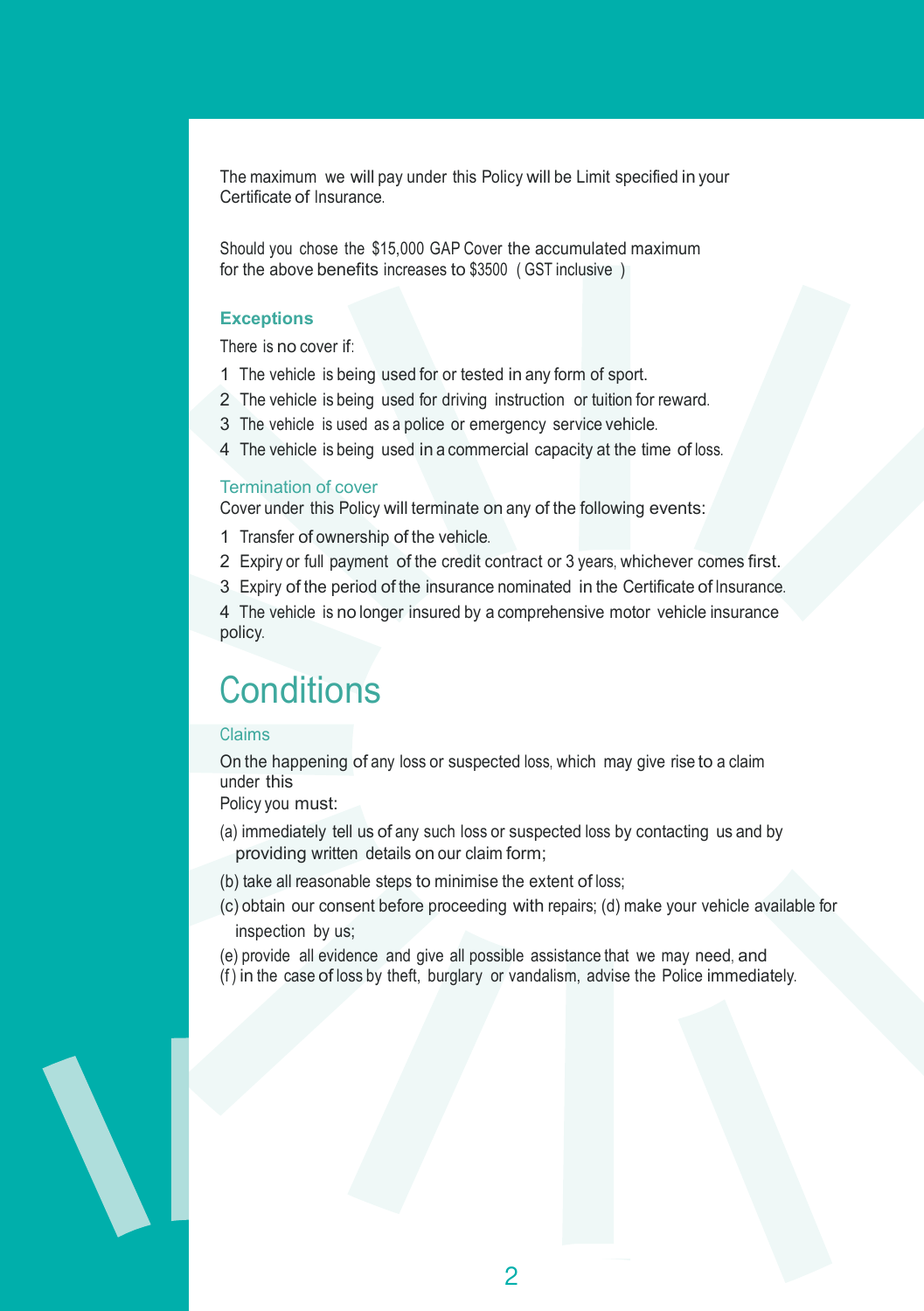The maximum we will pay under this Policy will be Limit specified in your Certificate of Insurance.

Should you chose the $15,000 GAP Cover the accumulated maximum for the above benefits increases to $3500 ( GST inclusive )

### Exceptions

There is no cover if:

1. The vehicle is being used for or tested in any form of sport.
2. The vehicle is being used for driving instruction or tuition for reward.
3. The vehicle is used as a police or emergency service vehicle.
4. The vehicle is being used in a commercial capacity at the time of loss.

### Termination of cover

Cover under this Policy will terminate on any of the following events:

1. Transfer of ownership of the vehicle.
2. Expiry or full payment of the credit contract or 3 years, whichever comes first.
3. Expiry of the period of the insurance nominated in the Certificate of Insurance.
4. The vehicle is no longer insured by a comprehensive motor vehicle insurance policy.

# Conditions

### Claims

On the happening of any loss or suspected loss, which may give rise to a claim under this Policy you must:

(a) immediately tell us of any such loss or suspected loss by contacting us and by providing written details on our claim form;

(b) take all reasonable steps to minimise the extent of loss;

(c) obtain our consent before proceeding with repairs; (d) make your vehicle available for inspection by us;

(e) provide all evidence and give all possible assistance that we may need, and

(f) in the case of loss by theft, burglary or vandalism, advise the Police immediately.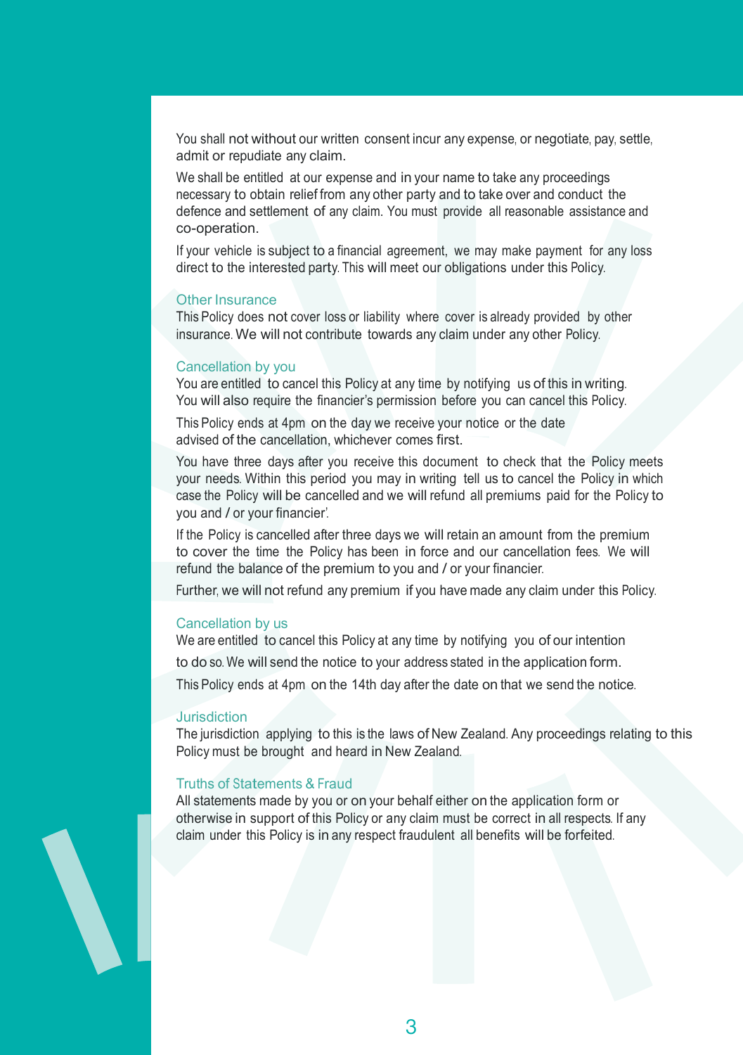You shall not without our written consent incur any expense, or negotiate, pay, settle, admit or repudiate any claim.

We shall be entitled at our expense and in your name to take any proceedings necessary to obtain relief from any other party and to take over and conduct the defence and settlement of any claim. You must provide all reasonable assistance and co-operation.

If your vehicle is subject to a financial agreement, we may make payment for any loss direct to the interested party. This will meet our obligations under this Policy.

### Other Insurance

This Policy does not cover loss or liability where cover is already provided by other insurance. We will not contribute towards any claim under any other Policy.

### Cancellation by you

You are entitled to cancel this Policy at any time by notifying us of this in writing. You will also require the financier's permission before you can cancel this Policy.

This Policy ends at 4pm on the day we receive your notice or the date advised of the cancellation, whichever comes first.

You have three days after you receive this document to check that the Policy meets your needs. Within this period you may in writing tell us to cancel the Policy in which case the Policy will be cancelled and we will refund all premiums paid for the Policy to you and / or your financier'.

If the Policy is cancelled after three days we will retain an amount from the premium to cover the time the Policy has been in force and our cancellation fees. We will refund the balance of the premium to you and / or your financier.

Further, we will not refund any premium if you have made any claim under this Policy.

### Cancellation by us

We are entitled to cancel this Policy at any time by notifying you of our intention to do so. We will send the notice to your address stated in the application form.

This Policy ends at 4pm on the 14th day after the date on that we send the notice.

### Jurisdiction

The jurisdiction applying to this is the laws of New Zealand. Any proceedings relating to this Policy must be brought and heard in New Zealand.

### Truths of Statements & Fraud

All statements made by you or on your behalf either on the application form or otherwise in support of this Policy or any claim must be correct in all respects. If any claim under this Policy is in any respect fraudulent all benefits will be forfeited.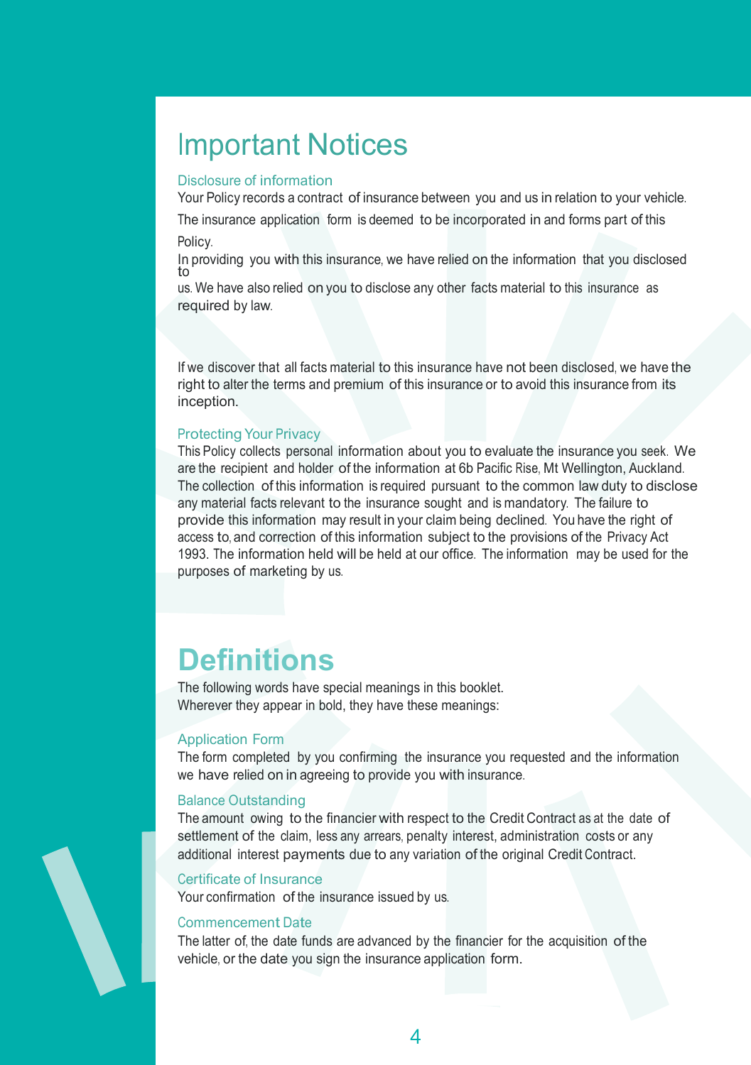# Important Notices

### Disclosure of information

Your Policy records a contract of insurance between you and us in relation to your vehicle.

The insurance application form is deemed to be incorporated in and forms part of this Policy.

In providing you with this insurance, we have relied on the information that you disclosed to us. We have also relied on you to disclose any other facts material to this insurance as required by law.

If we discover that all facts material to this insurance have not been disclosed, we have the right to alter the terms and premium of this insurance or to avoid this insurance from its inception.

### Protecting Your Privacy

This Policy collects personal information about you to evaluate the insurance you seek. We are the recipient and holder of the information at 6b Pacific Rise, Mt Wellington, Auckland. The collection of this information is required pursuant to the common law duty to disclose any material facts relevant to the insurance sought and is mandatory. The failure to provide this information may result in your claim being declined. You have the right of access to, and correction of this information subject to the provisions of the Privacy Act 1993. The information held will be held at our office. The information may be used for the purposes of marketing by us.

# Definitions

The following words have special meanings in this booklet.
Wherever they appear in bold, they have these meanings:

### Application Form

The form completed by you confirming the insurance you requested and the information we have relied on in agreeing to provide you with insurance.

### Balance Outstanding

The amount owing to the financier with respect to the Credit Contract as at the date of settlement of the claim, less any arrears, penalty interest, administration costs or any additional interest payments due to any variation of the original Credit Contract.

### Certificate of Insurance

Your confirmation of the insurance issued by us.

### Commencement Date

The latter of, the date funds are advanced by the financier for the acquisition of the vehicle, or the date you sign the insurance application form.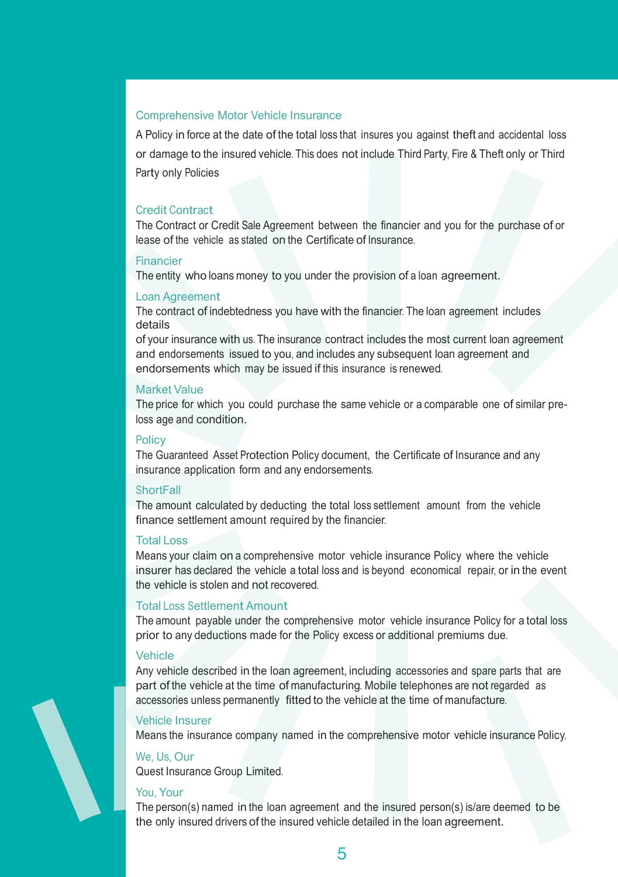### Comprehensive Motor Vehicle Insurance

A Policy in force at the date of the total loss that insures you against theft and accidental loss or damage to the insured vehicle. This does not include Third Party, Fire & Theft only or Third Party only Policies

### Credit Contract

The Contract or Credit Sale Agreement between the financier and you for the purchase of or lease of the vehicle as stated on the Certificate of Insurance.

### Financier

The entity who loans money to you under the provision of a loan agreement.

### Loan Agreement

The contract of indebtedness you have with the financier. The loan agreement includes details

of your insurance with us. The insurance contract includes the most current loan agreement and endorsements issued to you, and includes any subsequent loan agreement and endorsements which may be issued if this insurance is renewed.

### Market Value

The price for which you could purchase the same vehicle or a comparable one of similar pre-loss age and condition.

### Policy

The Guaranteed Asset Protection Policy document, the Certificate of Insurance and any insurance application form and any endorsements.

### ShortFall

The amount calculated by deducting the total loss settlement amount from the vehicle finance settlement amount required by the financier.

### Total Loss

Means your claim on a comprehensive motor vehicle insurance Policy where the vehicle insurer has declared the vehicle a total loss and is beyond economical repair, or in the event the vehicle is stolen and not recovered.

### Total Loss Settlement Amount

The amount payable under the comprehensive motor vehicle insurance Policy for a total loss prior to any deductions made for the Policy excess or additional premiums due.

### Vehicle

Any vehicle described in the loan agreement, including accessories and spare parts that are part of the vehicle at the time of manufacturing. Mobile telephones are not regarded as accessories unless permanently fitted to the vehicle at the time of manufacture.

### Vehicle Insurer

Means the insurance company named in the comprehensive motor vehicle insurance Policy.

### We, Us, Our

Quest Insurance Group Limited.

### You, Your

The person(s) named in the loan agreement and the insured person(s) is/are deemed to be the only insured drivers of the insured vehicle detailed in the loan agreement.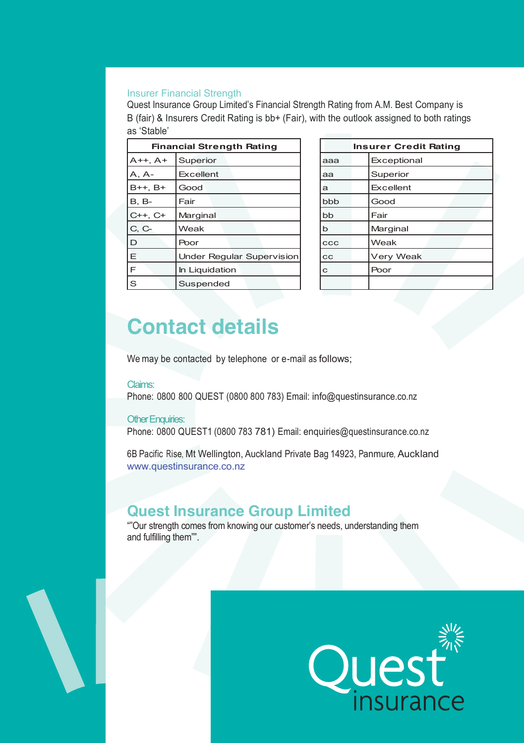### Insurer Financial Strength

Quest Insurance Group Limited's Financial Strength Rating from A.M. Best Company is B (fair) & Insurers Credit Rating is bb+ (Fair), with the outlook assigned to both ratings as 'Stable'

| Financial Strength Rating | |
|---|---|
| A++, A+ | Superior |
| A, A- | Excellent |
| B++, B+ | Good |
| B, B- | Fair |
| C++, C+ | Marginal |
| C, C- | Weak |
| D | Poor |
| E | Under Regular Supervision |
| F | In Liquidation |
| S | Suspended |

| Insurer Credit Rating | |
|---|---|
| aaa | Exceptional |
| aa | Superior |
| a | Excellent |
| bbb | Good |
| bb | Fair |
| b | Marginal |
| ccc | Weak |
| cc | Very Weak |
| c | Poor |
| | |

# Contact details

We may be contacted by telephone or e-mail as follows;

**Claims:**
Phone: 0800 800 QUEST (0800 800 783) Email: info@questinsurance.co.nz

**Other Enquiries:**
Phone: 0800 QUEST1 (0800 783 781) Email: enquiries@questinsurance.co.nz

6B Pacific Rise, Mt Wellington, Auckland Private Bag 14923, Panmure, Auckland
www.questinsurance.co.nz

## Quest Insurance Group Limited

""Our strength comes from knowing our customer's needs, understanding them and fulfilling them"".

Quest insurance